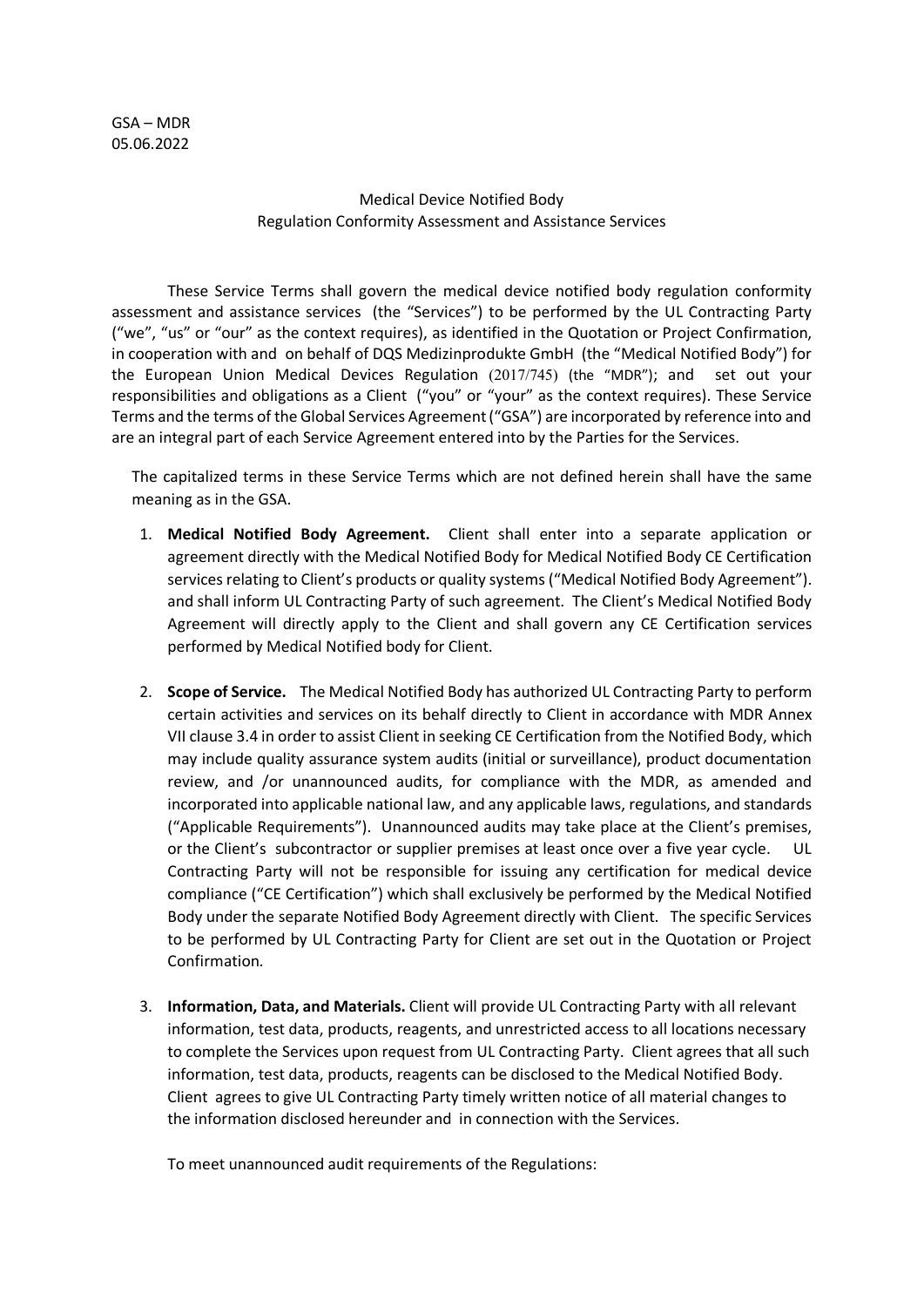GSA – MDR
05.06.2022

Medical Device Notified Body
Regulation Conformity Assessment and Assistance Services

These Service Terms shall govern the medical device notified body regulation conformity assessment and assistance services (the "Services") to be performed by the UL Contracting Party ("we", "us" or "our" as the context requires), as identified in the Quotation or Project Confirmation, in cooperation with and on behalf of DQS Medizinprodukte GmbH (the "Medical Notified Body") for the European Union Medical Devices Regulation (2017/745) (the "MDR"); and set out your responsibilities and obligations as a Client ("you" or "your" as the context requires). These Service Terms and the terms of the Global Services Agreement ("GSA") are incorporated by reference into and are an integral part of each Service Agreement entered into by the Parties for the Services.

The capitalized terms in these Service Terms which are not defined herein shall have the same meaning as in the GSA.

1. **Medical Notified Body Agreement.** Client shall enter into a separate application or agreement directly with the Medical Notified Body for Medical Notified Body CE Certification services relating to Client's products or quality systems ("Medical Notified Body Agreement"). and shall inform UL Contracting Party of such agreement. The Client's Medical Notified Body Agreement will directly apply to the Client and shall govern any CE Certification services performed by Medical Notified body for Client.

2. **Scope of Service.** The Medical Notified Body has authorized UL Contracting Party to perform certain activities and services on its behalf directly to Client in accordance with MDR Annex VII clause 3.4 in order to assist Client in seeking CE Certification from the Notified Body, which may include quality assurance system audits (initial or surveillance), product documentation review, and /or unannounced audits, for compliance with the MDR, as amended and incorporated into applicable national law, and any applicable laws, regulations, and standards ("Applicable Requirements"). Unannounced audits may take place at the Client's premises, or the Client's subcontractor or supplier premises at least once over a five year cycle. UL Contracting Party will not be responsible for issuing any certification for medical device compliance ("CE Certification") which shall exclusively be performed by the Medical Notified Body under the separate Notified Body Agreement directly with Client. The specific Services to be performed by UL Contracting Party for Client are set out in the Quotation or Project Confirmation.

3. **Information, Data, and Materials.** Client will provide UL Contracting Party with all relevant information, test data, products, reagents, and unrestricted access to all locations necessary to complete the Services upon request from UL Contracting Party. Client agrees that all such information, test data, products, reagents can be disclosed to the Medical Notified Body. Client agrees to give UL Contracting Party timely written notice of all material changes to the information disclosed hereunder and in connection with the Services.

   To meet unannounced audit requirements of the Regulations: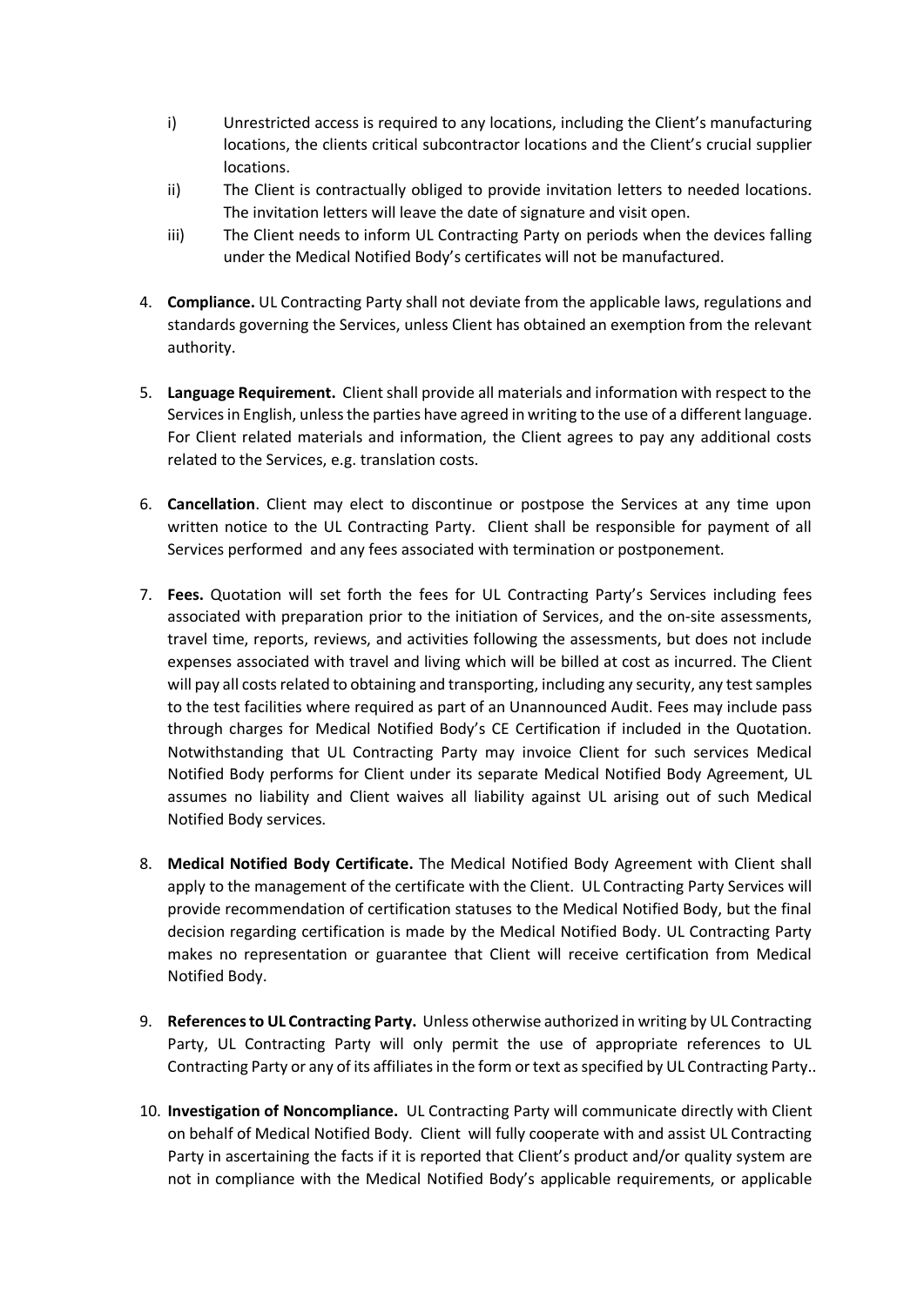i) Unrestricted access is required to any locations, including the Client's manufacturing locations, the clients critical subcontractor locations and the Client's crucial supplier locations.

ii) The Client is contractually obliged to provide invitation letters to needed locations. The invitation letters will leave the date of signature and visit open.

iii) The Client needs to inform UL Contracting Party on periods when the devices falling under the Medical Notified Body's certificates will not be manufactured.

4. **Compliance.** UL Contracting Party shall not deviate from the applicable laws, regulations and standards governing the Services, unless Client has obtained an exemption from the relevant authority.

5. **Language Requirement.** Client shall provide all materials and information with respect to the Services in English, unless the parties have agreed in writing to the use of a different language. For Client related materials and information, the Client agrees to pay any additional costs related to the Services, e.g. translation costs.

6. **Cancellation**. Client may elect to discontinue or postpose the Services at any time upon written notice to the UL Contracting Party. Client shall be responsible for payment of all Services performed and any fees associated with termination or postponement.

7. **Fees.** Quotation will set forth the fees for UL Contracting Party's Services including fees associated with preparation prior to the initiation of Services, and the on-site assessments, travel time, reports, reviews, and activities following the assessments, but does not include expenses associated with travel and living which will be billed at cost as incurred. The Client will pay all costs related to obtaining and transporting, including any security, any test samples to the test facilities where required as part of an Unannounced Audit. Fees may include pass through charges for Medical Notified Body's CE Certification if included in the Quotation. Notwithstanding that UL Contracting Party may invoice Client for such services Medical Notified Body performs for Client under its separate Medical Notified Body Agreement, UL assumes no liability and Client waives all liability against UL arising out of such Medical Notified Body services.

8. **Medical Notified Body Certificate.** The Medical Notified Body Agreement with Client shall apply to the management of the certificate with the Client. UL Contracting Party Services will provide recommendation of certification statuses to the Medical Notified Body, but the final decision regarding certification is made by the Medical Notified Body. UL Contracting Party makes no representation or guarantee that Client will receive certification from Medical Notified Body.

9. **References to UL Contracting Party.** Unless otherwise authorized in writing by UL Contracting Party, UL Contracting Party will only permit the use of appropriate references to UL Contracting Party or any of its affiliates in the form or text as specified by UL Contracting Party..

10. **Investigation of Noncompliance.** UL Contracting Party will communicate directly with Client on behalf of Medical Notified Body. Client will fully cooperate with and assist UL Contracting Party in ascertaining the facts if it is reported that Client's product and/or quality system are not in compliance with the Medical Notified Body's applicable requirements, or applicable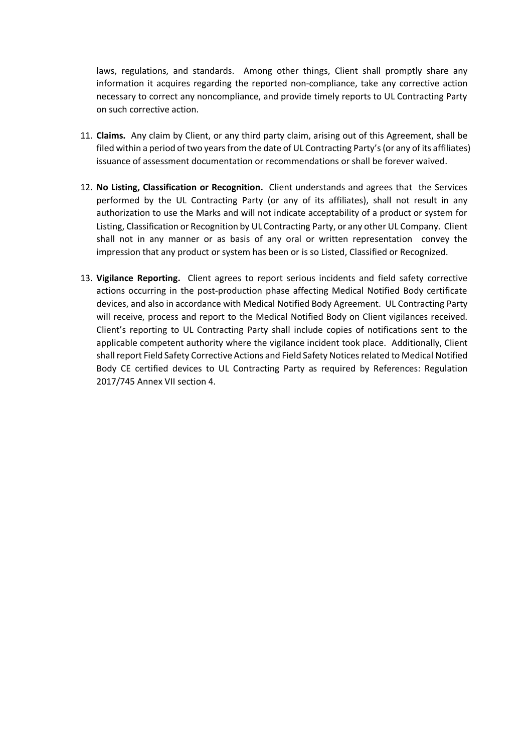laws, regulations, and standards. Among other things, Client shall promptly share any information it acquires regarding the reported non-compliance, take any corrective action necessary to correct any noncompliance, and provide timely reports to UL Contracting Party on such corrective action.

11. **Claims.** Any claim by Client, or any third party claim, arising out of this Agreement, shall be filed within a period of two years from the date of UL Contracting Party's (or any of its affiliates) issuance of assessment documentation or recommendations or shall be forever waived.

12. **No Listing, Classification or Recognition.** Client understands and agrees that the Services performed by the UL Contracting Party (or any of its affiliates), shall not result in any authorization to use the Marks and will not indicate acceptability of a product or system for Listing, Classification or Recognition by UL Contracting Party, or any other UL Company. Client shall not in any manner or as basis of any oral or written representation convey the impression that any product or system has been or is so Listed, Classified or Recognized.

13. **Vigilance Reporting.** Client agrees to report serious incidents and field safety corrective actions occurring in the post-production phase affecting Medical Notified Body certificate devices, and also in accordance with Medical Notified Body Agreement. UL Contracting Party will receive, process and report to the Medical Notified Body on Client vigilances received. Client's reporting to UL Contracting Party shall include copies of notifications sent to the applicable competent authority where the vigilance incident took place. Additionally, Client shall report Field Safety Corrective Actions and Field Safety Notices related to Medical Notified Body CE certified devices to UL Contracting Party as required by References: Regulation 2017/745 Annex VII section 4.